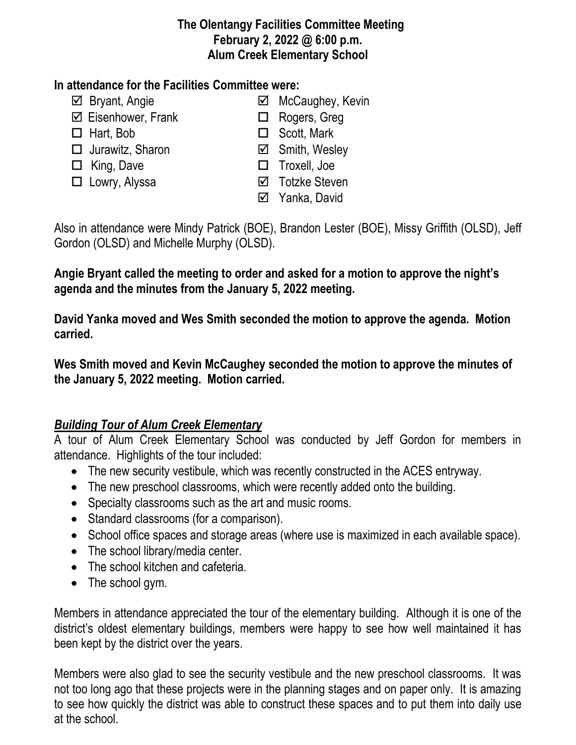**The Olentangy Facilities Committee Meeting**
**February 2, 2022 @ 6:00 p.m.**
**Alum Creek Elementary School**

**In attendance for the Facilities Committee were:**

- ☑ Bryant, Angie
- ☑ Eisenhower, Frank
- ☐ Hart, Bob
- ☐ Jurawitz, Sharon
- ☐ King, Dave
- ☐ Lowry, Alyssa
- ☑ McCaughey, Kevin
- ☐ Rogers, Greg
- ☐ Scott, Mark
- ☑ Smith, Wesley
- ☐ Troxell, Joe
- ☑ Totzke Steven
- ☑ Yanka, David

Also in attendance were Mindy Patrick (BOE), Brandon Lester (BOE), Missy Griffith (OLSD), Jeff Gordon (OLSD) and Michelle Murphy (OLSD).

**Angie Bryant called the meeting to order and asked for a motion to approve the night's agenda and the minutes from the January 5, 2022 meeting.**

**David Yanka moved and Wes Smith seconded the motion to approve the agenda. Motion carried.**

**Wes Smith moved and Kevin McCaughey seconded the motion to approve the minutes of the January 5, 2022 meeting. Motion carried.**

***Building Tour of Alum Creek Elementary***

A tour of Alum Creek Elementary School was conducted by Jeff Gordon for members in attendance. Highlights of the tour included:

- The new security vestibule, which was recently constructed in the ACES entryway.
- The new preschool classrooms, which were recently added onto the building.
- Specialty classrooms such as the art and music rooms.
- Standard classrooms (for a comparison).
- School office spaces and storage areas (where use is maximized in each available space).
- The school library/media center.
- The school kitchen and cafeteria.
- The school gym.

Members in attendance appreciated the tour of the elementary building. Although it is one of the district's oldest elementary buildings, members were happy to see how well maintained it has been kept by the district over the years.

Members were also glad to see the security vestibule and the new preschool classrooms. It was not too long ago that these projects were in the planning stages and on paper only. It is amazing to see how quickly the district was able to construct these spaces and to put them into daily use at the school.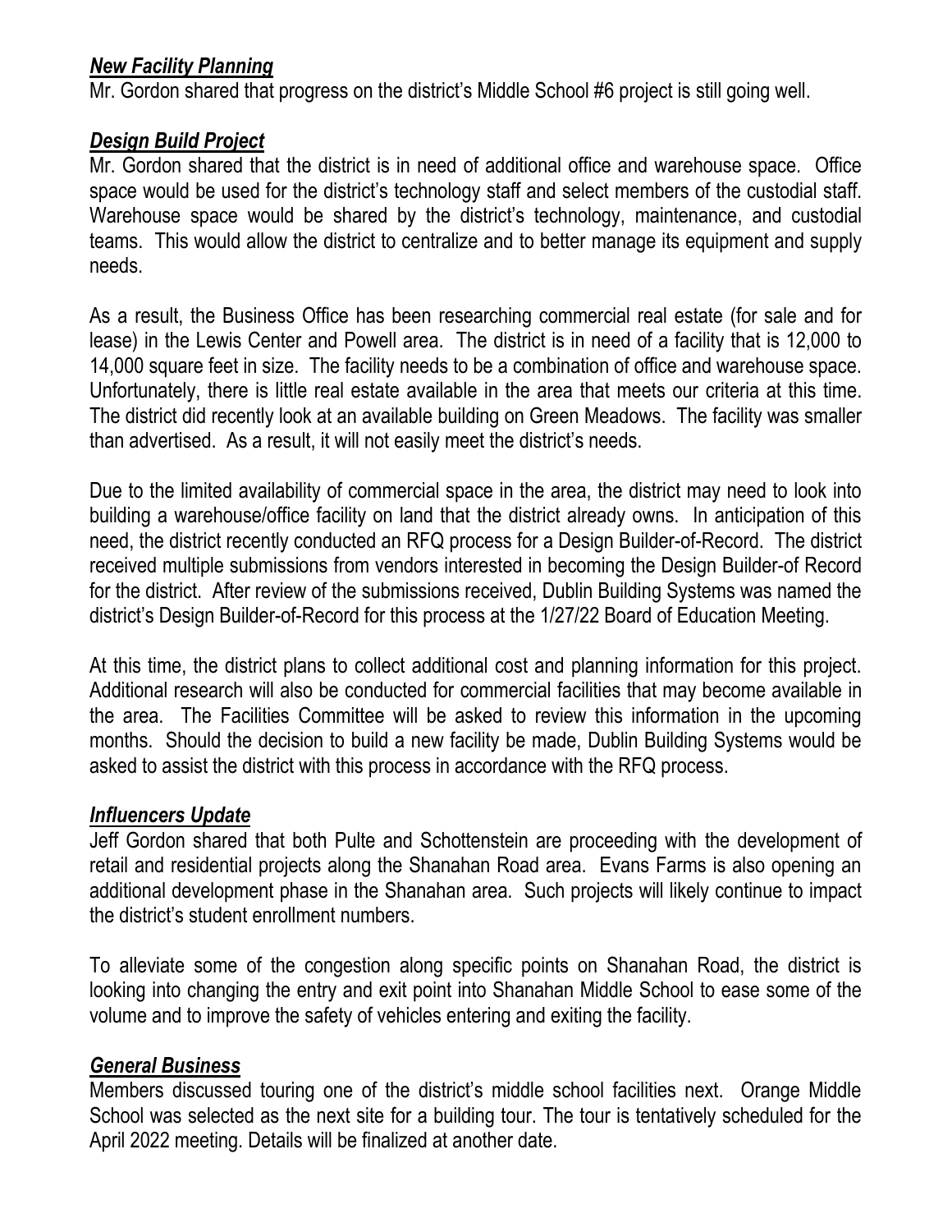### ***New Facility Planning***

Mr. Gordon shared that progress on the district's Middle School #6 project is still going well.

### ***Design Build Project***

Mr. Gordon shared that the district is in need of additional office and warehouse space. Office space would be used for the district's technology staff and select members of the custodial staff. Warehouse space would be shared by the district's technology, maintenance, and custodial teams. This would allow the district to centralize and to better manage its equipment and supply needs.

As a result, the Business Office has been researching commercial real estate (for sale and for lease) in the Lewis Center and Powell area. The district is in need of a facility that is 12,000 to 14,000 square feet in size. The facility needs to be a combination of office and warehouse space. Unfortunately, there is little real estate available in the area that meets our criteria at this time. The district did recently look at an available building on Green Meadows. The facility was smaller than advertised. As a result, it will not easily meet the district's needs.

Due to the limited availability of commercial space in the area, the district may need to look into building a warehouse/office facility on land that the district already owns. In anticipation of this need, the district recently conducted an RFQ process for a Design Builder-of-Record. The district received multiple submissions from vendors interested in becoming the Design Builder-of Record for the district. After review of the submissions received, Dublin Building Systems was named the district's Design Builder-of-Record for this process at the 1/27/22 Board of Education Meeting.

At this time, the district plans to collect additional cost and planning information for this project. Additional research will also be conducted for commercial facilities that may become available in the area. The Facilities Committee will be asked to review this information in the upcoming months. Should the decision to build a new facility be made, Dublin Building Systems would be asked to assist the district with this process in accordance with the RFQ process.

### ***Influencers Update***

Jeff Gordon shared that both Pulte and Schottenstein are proceeding with the development of retail and residential projects along the Shanahan Road area. Evans Farms is also opening an additional development phase in the Shanahan area. Such projects will likely continue to impact the district's student enrollment numbers.

To alleviate some of the congestion along specific points on Shanahan Road, the district is looking into changing the entry and exit point into Shanahan Middle School to ease some of the volume and to improve the safety of vehicles entering and exiting the facility.

### ***General Business***

Members discussed touring one of the district's middle school facilities next. Orange Middle School was selected as the next site for a building tour. The tour is tentatively scheduled for the April 2022 meeting. Details will be finalized at another date.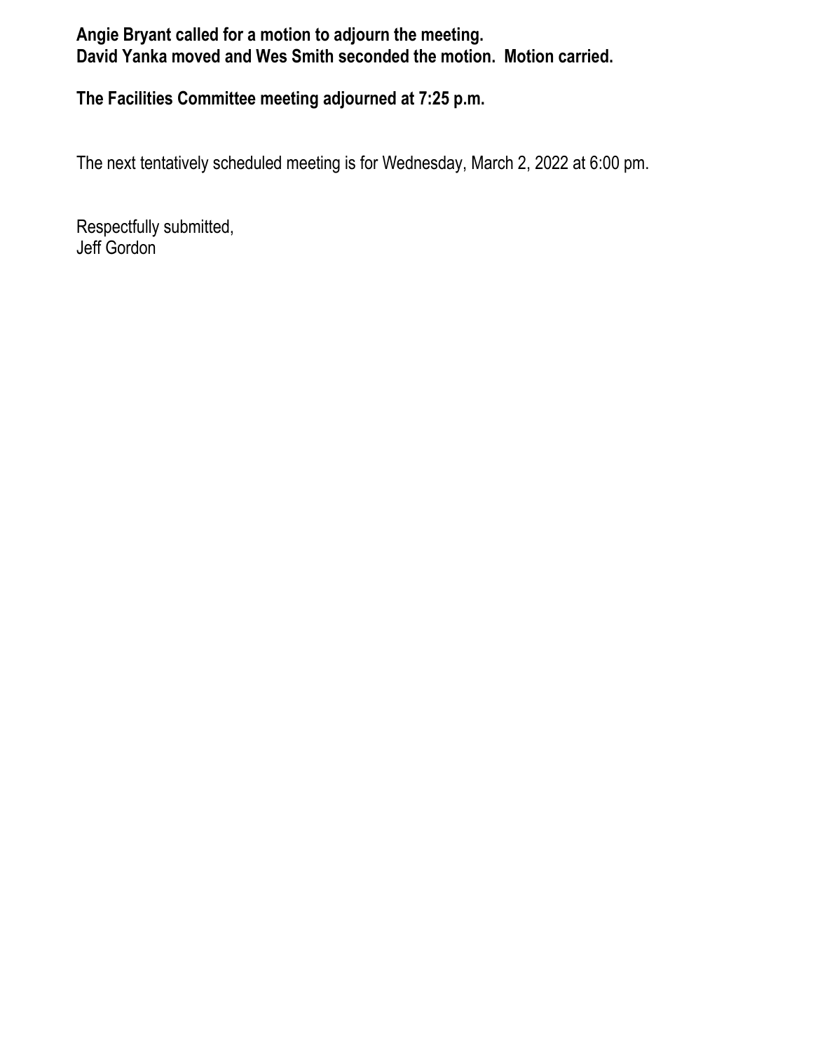**Angie Bryant called for a motion to adjourn the meeting.**
**David Yanka moved and Wes Smith seconded the motion. Motion carried.**

**The Facilities Committee meeting adjourned at 7:25 p.m.**

The next tentatively scheduled meeting is for Wednesday, March 2, 2022 at 6:00 pm.

Respectfully submitted,
Jeff Gordon